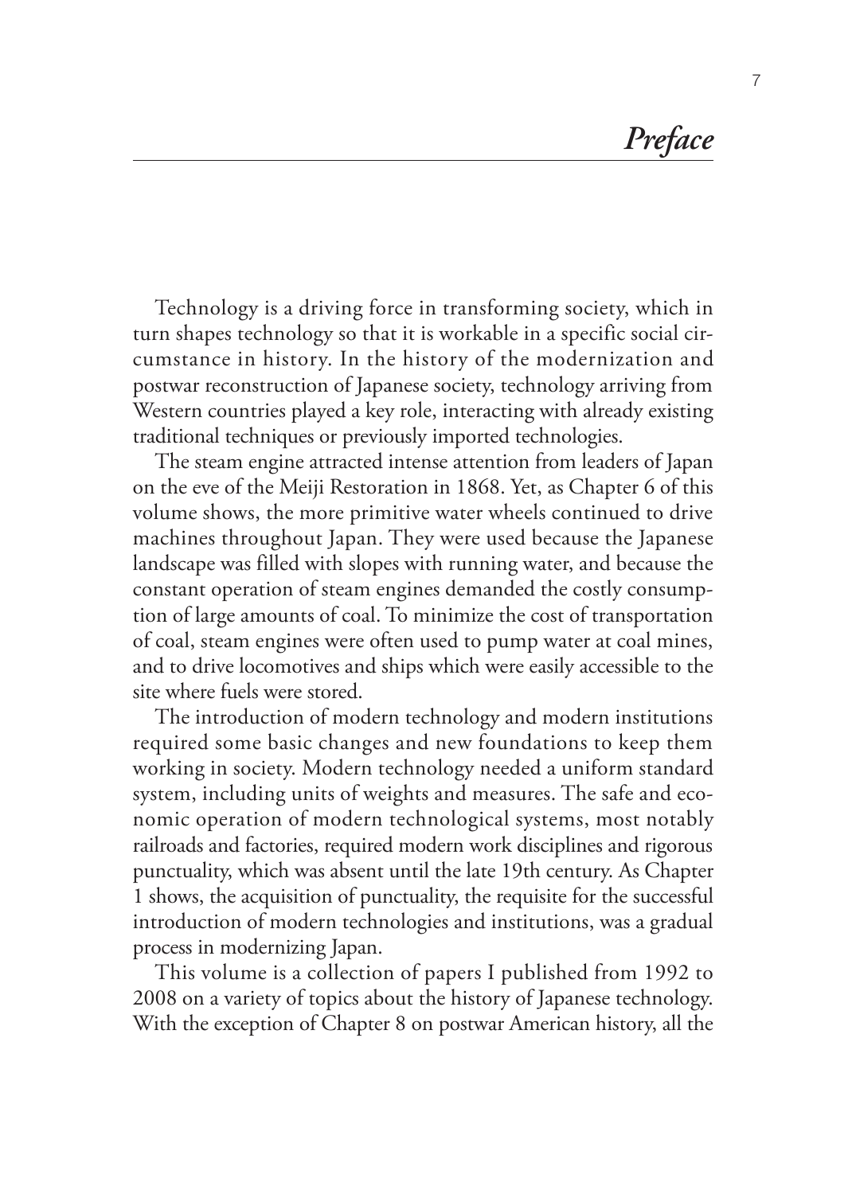# *Preface*

Technology is a driving force in transforming society, which in turn shapes technology so that it is workable in a specific social circumstance in history. In the history of the modernization and postwar reconstruction of Japanese society, technology arriving from Western countries played a key role, interacting with already existing traditional techniques or previously imported technologies.

The steam engine attracted intense attention from leaders of Japan on the eve of the Meiji Restoration in 1868. Yet, as Chapter 6 of this volume shows, the more primitive water wheels continued to drive machines throughout Japan. They were used because the Japanese landscape was filled with slopes with running water, and because the constant operation of steam engines demanded the costly consumption of large amounts of coal. To minimize the cost of transportation of coal, steam engines were often used to pump water at coal mines, and to drive locomotives and ships which were easily accessible to the site where fuels were stored.

The introduction of modern technology and modern institutions required some basic changes and new foundations to keep them working in society. Modern technology needed a uniform standard system, including units of weights and measures. The safe and economic operation of modern technological systems, most notably railroads and factories, required modern work disciplines and rigorous punctuality, which was absent until the late 19th century. As Chapter 1 shows, the acquisition of punctuality, the requisite for the successful introduction of modern technologies and institutions, was a gradual process in modernizing Japan.

This volume is a collection of papers I published from 1992 to 2008 on a variety of topics about the history of Japanese technology. With the exception of Chapter 8 on postwar American history, all the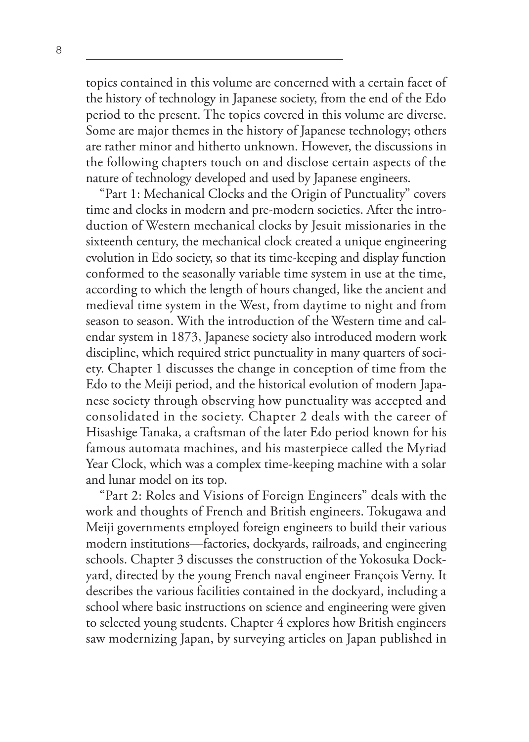topics contained in this volume are concerned with a certain facet of the history of technology in Japanese society, from the end of the Edo period to the present. The topics covered in this volume are diverse. Some are major themes in the history of Japanese technology; others are rather minor and hitherto unknown. However, the discussions in the following chapters touch on and disclose certain aspects of the nature of technology developed and used by Japanese engineers.

"Part 1: Mechanical Clocks and the Origin of Punctuality" covers time and clocks in modern and pre-modern societies. After the introduction of Western mechanical clocks by Jesuit missionaries in the sixteenth century, the mechanical clock created a unique engineering evolution in Edo society, so that its time-keeping and display function conformed to the seasonally variable time system in use at the time, according to which the length of hours changed, like the ancient and medieval time system in the West, from daytime to night and from season to season. With the introduction of the Western time and calendar system in 1873, Japanese society also introduced modern work discipline, which required strict punctuality in many quarters of society. Chapter 1 discusses the change in conception of time from the Edo to the Meiji period, and the historical evolution of modern Japanese society through observing how punctuality was accepted and consolidated in the society. Chapter 2 deals with the career of Hisashige Tanaka, a craftsman of the later Edo period known for his famous automata machines, and his masterpiece called the Myriad Year Clock, which was a complex time-keeping machine with a solar and lunar model on its top.

"Part 2: Roles and Visions of Foreign Engineers" deals with the work and thoughts of French and British engineers. Tokugawa and Meiji governments employed foreign engineers to build their various modern institutions—factories, dockyards, railroads, and engineering schools. Chapter 3 discusses the construction of the Yokosuka Dockyard, directed by the young French naval engineer François Verny. It describes the various facilities contained in the dockyard, including a school where basic instructions on science and engineering were given to selected young students. Chapter 4 explores how British engineers saw modernizing Japan, by surveying articles on Japan published in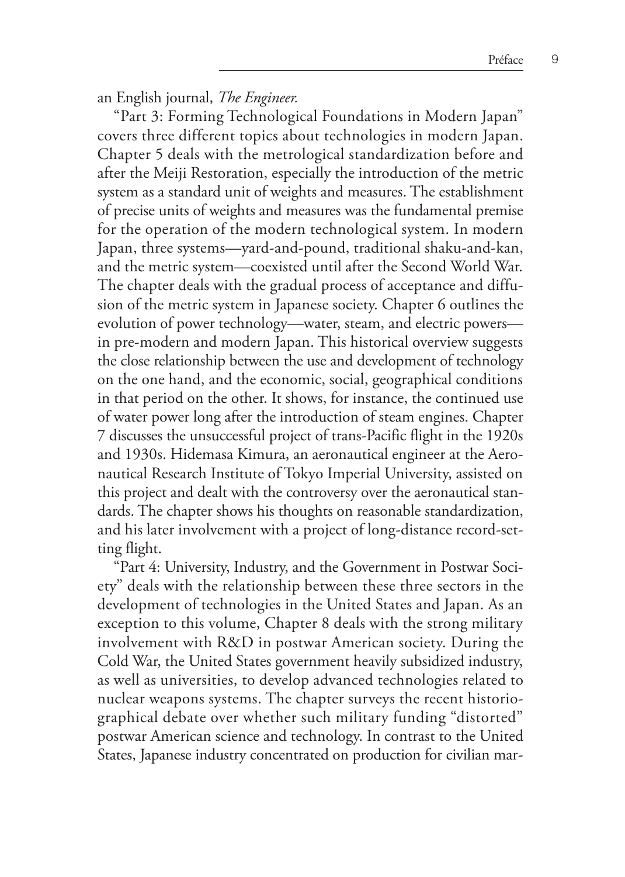an English journal, *The Engineer.*

"Part 3: Forming Technological Foundations in Modern Japan" covers three different topics about technologies in modern Japan. Chapter 5 deals with the metrological standardization before and after the Meiji Restoration, especially the introduction of the metric system as a standard unit of weights and measures. The establishment of precise units of weights and measures was the fundamental premise for the operation of the modern technological system. In modern Japan, three systems—yard-and-pound, traditional shaku-and-kan, and the metric system—coexisted until after the Second World War. The chapter deals with the gradual process of acceptance and diffusion of the metric system in Japanese society. Chapter 6 outlines the evolution of power technology—water, steam, and electric powers—in pre-modern and modern Japan. This historical overview suggests the close relationship between the use and development of technology on the one hand, and the economic, social, geographical conditions in that period on the other. It shows, for instance, the continued use of water power long after the introduction of steam engines. Chapter 7 discusses the unsuccessful project of trans-Pacific flight in the 1920s and 1930s. Hidemasa Kimura, an aeronautical engineer at the Aeronautical Research Institute of Tokyo Imperial University, assisted on this project and dealt with the controversy over the aeronautical standards. The chapter shows his thoughts on reasonable standardization, and his later involvement with a project of long-distance record-setting flight.

"Part 4: University, Industry, and the Government in Postwar Society" deals with the relationship between these three sectors in the development of technologies in the United States and Japan. As an exception to this volume, Chapter 8 deals with the strong military involvement with R&D in postwar American society. During the Cold War, the United States government heavily subsidized industry, as well as universities, to develop advanced technologies related to nuclear weapons systems. The chapter surveys the recent historiographical debate over whether such military funding "distorted" postwar American science and technology. In contrast to the United States, Japanese industry concentrated on production for civilian mar-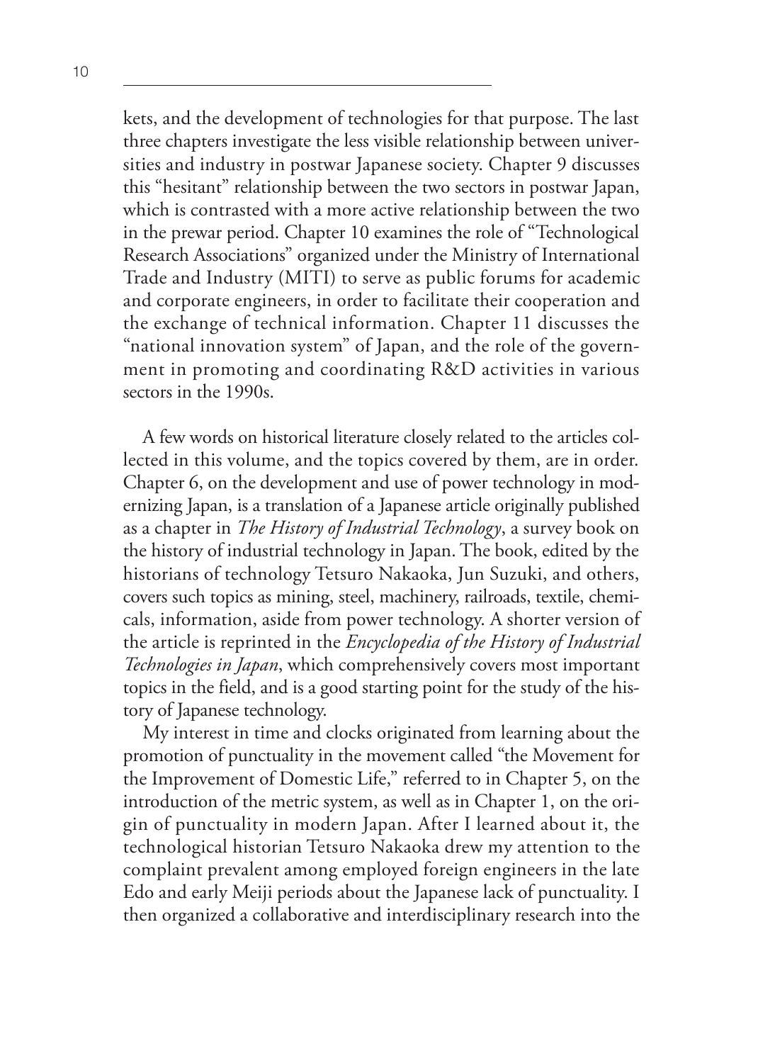kets, and the development of technologies for that purpose. The last three chapters investigate the less visible relationship between universities and industry in postwar Japanese society. Chapter 9 discusses this "hesitant" relationship between the two sectors in postwar Japan, which is contrasted with a more active relationship between the two in the prewar period. Chapter 10 examines the role of "Technological Research Associations" organized under the Ministry of International Trade and Industry (MITI) to serve as public forums for academic and corporate engineers, in order to facilitate their cooperation and the exchange of technical information. Chapter 11 discusses the "national innovation system" of Japan, and the role of the government in promoting and coordinating R&D activities in various sectors in the 1990s.

A few words on historical literature closely related to the articles collected in this volume, and the topics covered by them, are in order. Chapter 6, on the development and use of power technology in modernizing Japan, is a translation of a Japanese article originally published as a chapter in *The History of Industrial Technology*, a survey book on the history of industrial technology in Japan. The book, edited by the historians of technology Tetsuro Nakaoka, Jun Suzuki, and others, covers such topics as mining, steel, machinery, railroads, textile, chemicals, information, aside from power technology. A shorter version of the article is reprinted in the *Encyclopedia of the History of Industrial Technologies in Japan*, which comprehensively covers most important topics in the field, and is a good starting point for the study of the history of Japanese technology.

My interest in time and clocks originated from learning about the promotion of punctuality in the movement called "the Movement for the Improvement of Domestic Life," referred to in Chapter 5, on the introduction of the metric system, as well as in Chapter 1, on the origin of punctuality in modern Japan. After I learned about it, the technological historian Tetsuro Nakaoka drew my attention to the complaint prevalent among employed foreign engineers in the late Edo and early Meiji periods about the Japanese lack of punctuality. I then organized a collaborative and interdisciplinary research into the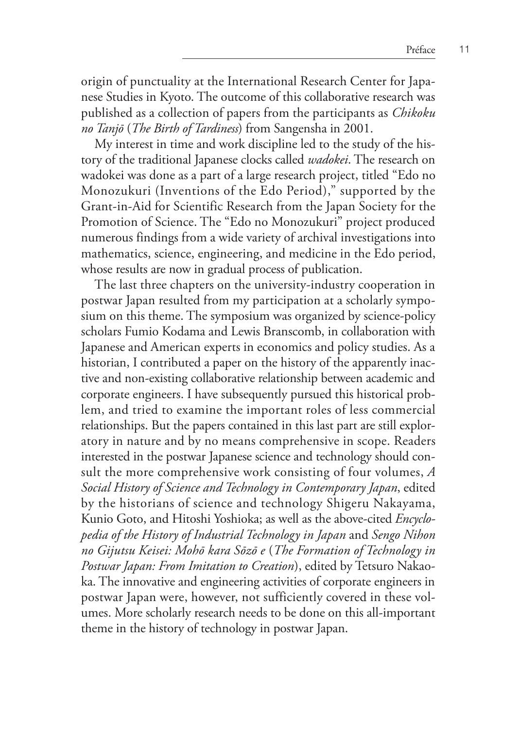origin of punctuality at the International Research Center for Japanese Studies in Kyoto. The outcome of this collaborative research was published as a collection of papers from the participants as *Chikoku no Tanjō* (*The Birth of Tardiness*) from Sangensha in 2001.

My interest in time and work discipline led to the study of the history of the traditional Japanese clocks called *wadokei*. The research on wadokei was done as a part of a large research project, titled "Edo no Monozukuri (Inventions of the Edo Period)," supported by the Grant-in-Aid for Scientific Research from the Japan Society for the Promotion of Science. The "Edo no Monozukuri" project produced numerous findings from a wide variety of archival investigations into mathematics, science, engineering, and medicine in the Edo period, whose results are now in gradual process of publication.

The last three chapters on the university-industry cooperation in postwar Japan resulted from my participation at a scholarly symposium on this theme. The symposium was organized by science-policy scholars Fumio Kodama and Lewis Branscomb, in collaboration with Japanese and American experts in economics and policy studies. As a historian, I contributed a paper on the history of the apparently inactive and non-existing collaborative relationship between academic and corporate engineers. I have subsequently pursued this historical problem, and tried to examine the important roles of less commercial relationships. But the papers contained in this last part are still exploratory in nature and by no means comprehensive in scope. Readers interested in the postwar Japanese science and technology should consult the more comprehensive work consisting of four volumes, *A Social History of Science and Technology in Contemporary Japan*, edited by the historians of science and technology Shigeru Nakayama, Kunio Goto, and Hitoshi Yoshioka; as well as the above-cited *Encyclopedia of the History of Industrial Technology in Japan* and *Sengo Nihon no Gijutsu Keisei: Mohō kara Sōzō e* (*The Formation of Technology in Postwar Japan: From Imitation to Creation*), edited by Tetsuro Nakaoka. The innovative and engineering activities of corporate engineers in postwar Japan were, however, not sufficiently covered in these volumes. More scholarly research needs to be done on this all-important theme in the history of technology in postwar Japan.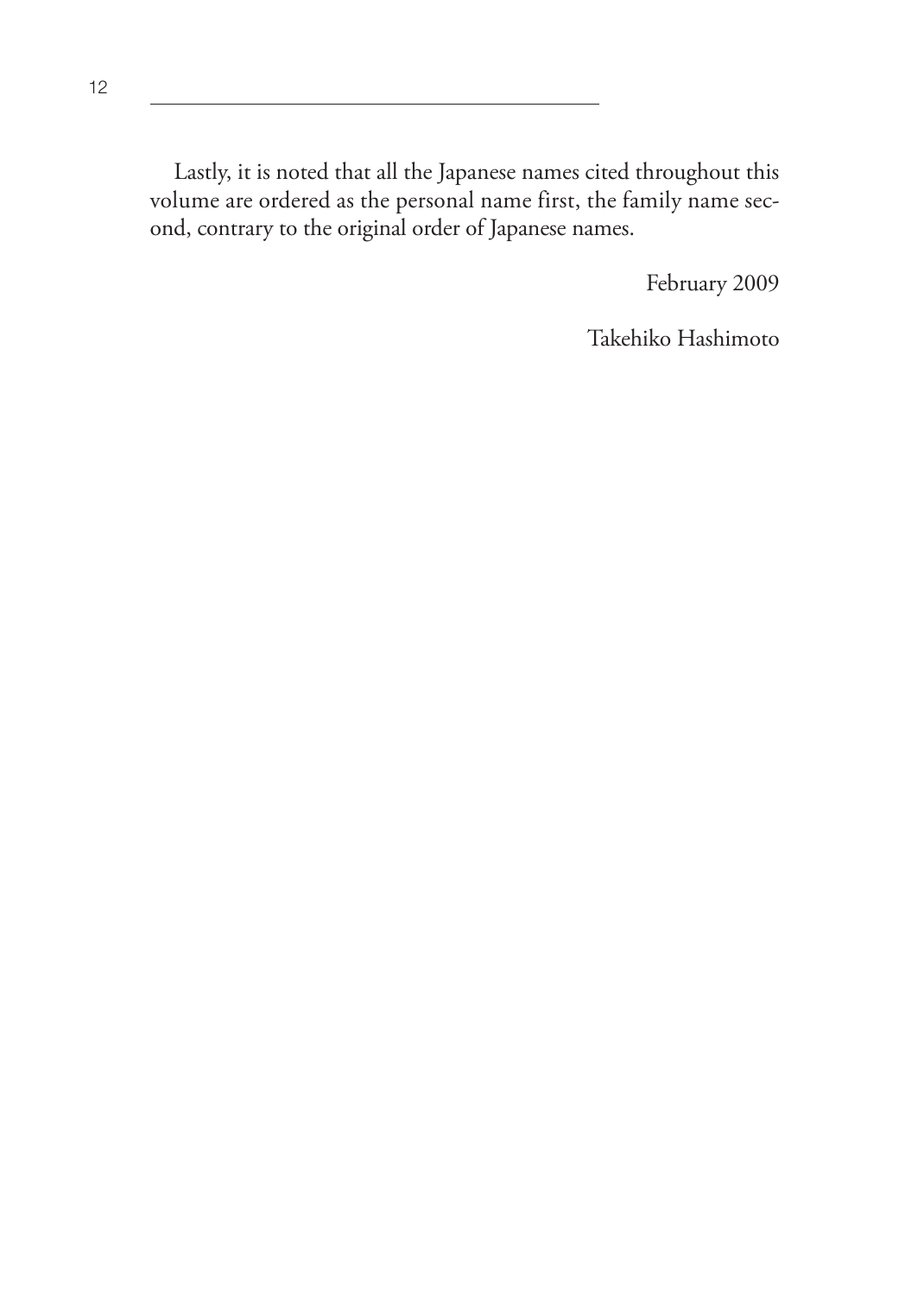Lastly, it is noted that all the Japanese names cited throughout this volume are ordered as the personal name first, the family name second, contrary to the original order of Japanese names.

February 2009

Takehiko Hashimoto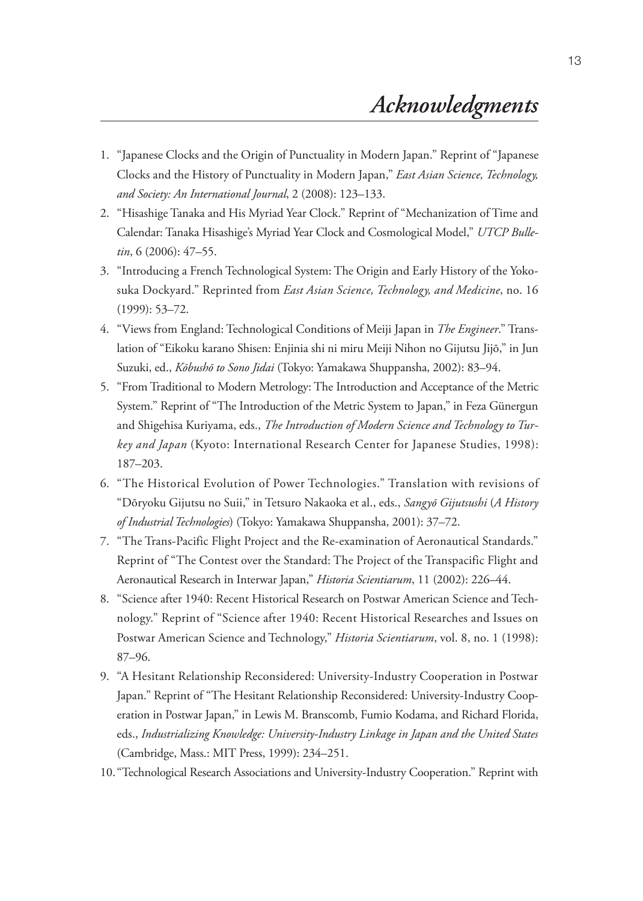# *Acknowledgments*

1. "Japanese Clocks and the Origin of Punctuality in Modern Japan." Reprint of "Japanese Clocks and the History of Punctuality in Modern Japan," *East Asian Science, Technology, and Society: An International Journal*, 2 (2008): 123–133.
2. "Hisashige Tanaka and His Myriad Year Clock." Reprint of "Mechanization of Time and Calendar: Tanaka Hisashige's Myriad Year Clock and Cosmological Model," *UTCP Bulletin*, 6 (2006): 47–55.
3. "Introducing a French Technological System: The Origin and Early History of the Yokosuka Dockyard." Reprinted from *East Asian Science, Technology, and Medicine*, no. 16 (1999): 53–72.
4. "Views from England: Technological Conditions of Meiji Japan in *The Engineer*." Translation of "Eikoku karano Shisen: Enjinia shi ni miru Meiji Nihon no Gijutsu Jijō," in Jun Suzuki, ed., *Kōbushō to Sono Jidai* (Tokyo: Yamakawa Shuppansha, 2002): 83–94.
5. "From Traditional to Modern Metrology: The Introduction and Acceptance of the Metric System." Reprint of "The Introduction of the Metric System to Japan," in Feza Günergun and Shigehisa Kuriyama, eds., *The Introduction of Modern Science and Technology to Turkey and Japan* (Kyoto: International Research Center for Japanese Studies, 1998): 187–203.
6. "The Historical Evolution of Power Technologies." Translation with revisions of "Dōryoku Gijutsu no Suii," in Tetsuro Nakaoka et al., eds., *Sangyō Gijutsushi* (*A History of Industrial Technologies*) (Tokyo: Yamakawa Shuppansha, 2001): 37–72.
7. "The Trans-Pacific Flight Project and the Re-examination of Aeronautical Standards." Reprint of "The Contest over the Standard: The Project of the Transpacific Flight and Aeronautical Research in Interwar Japan," *Historia Scientiarum*, 11 (2002): 226–44.
8. "Science after 1940: Recent Historical Research on Postwar American Science and Technology." Reprint of "Science after 1940: Recent Historical Researches and Issues on Postwar American Science and Technology," *Historia Scientiarum*, vol. 8, no. 1 (1998): 87–96.
9. "A Hesitant Relationship Reconsidered: University-Industry Cooperation in Postwar Japan." Reprint of "The Hesitant Relationship Reconsidered: University-Industry Cooperation in Postwar Japan," in Lewis M. Branscomb, Fumio Kodama, and Richard Florida, eds., *Industrializing Knowledge: University-Industry Linkage in Japan and the United States* (Cambridge, Mass.: MIT Press, 1999): 234–251.
10. "Technological Research Associations and University-Industry Cooperation." Reprint with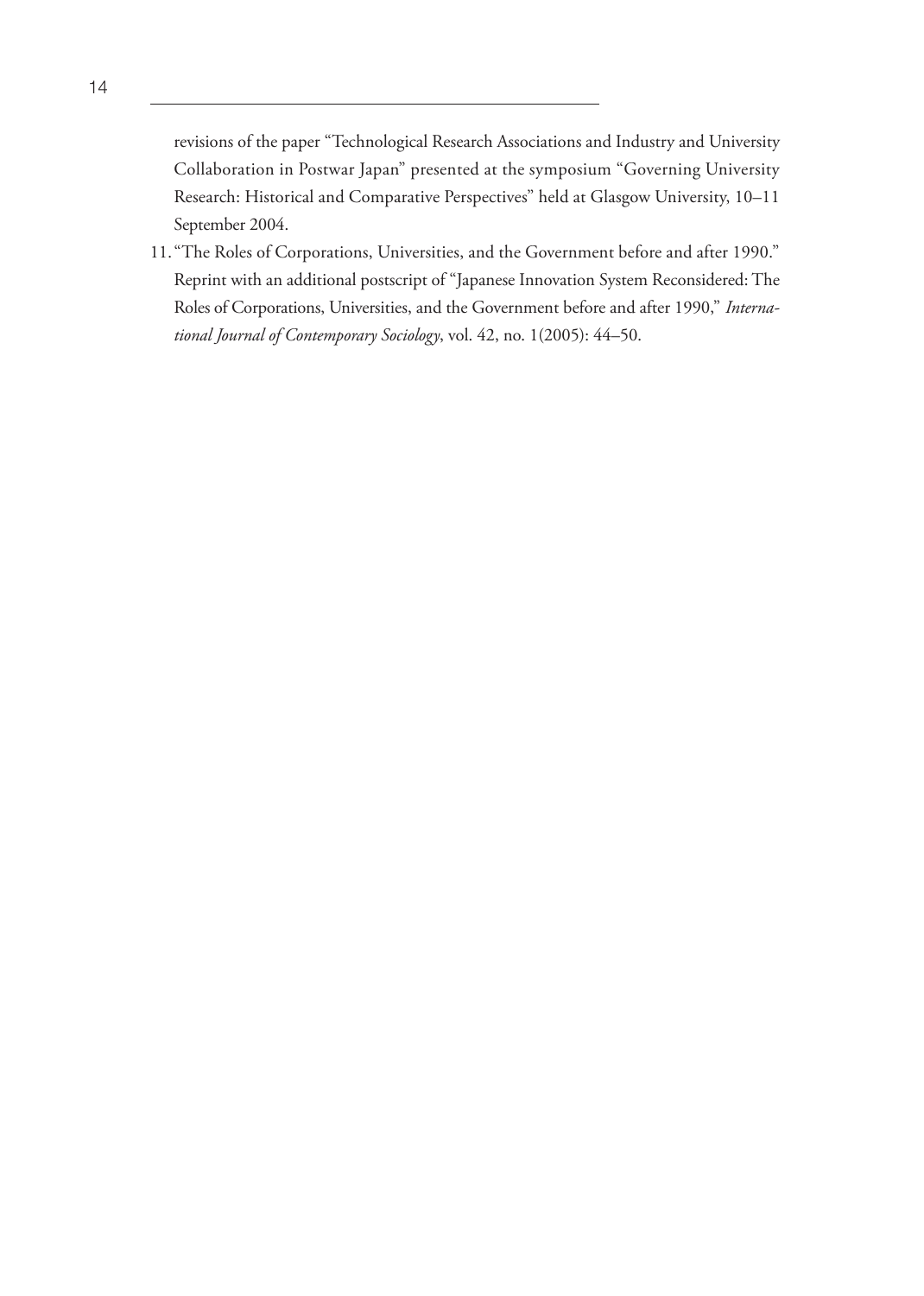revisions of the paper "Technological Research Associations and Industry and University Collaboration in Postwar Japan" presented at the symposium "Governing University Research: Historical and Comparative Perspectives" held at Glasgow University, 10–11 September 2004.

11. "The Roles of Corporations, Universities, and the Government before and after 1990." Reprint with an additional postscript of "Japanese Innovation System Reconsidered: The Roles of Corporations, Universities, and the Government before and after 1990," *International Journal of Contemporary Sociology*, vol. 42, no. 1(2005): 44–50.